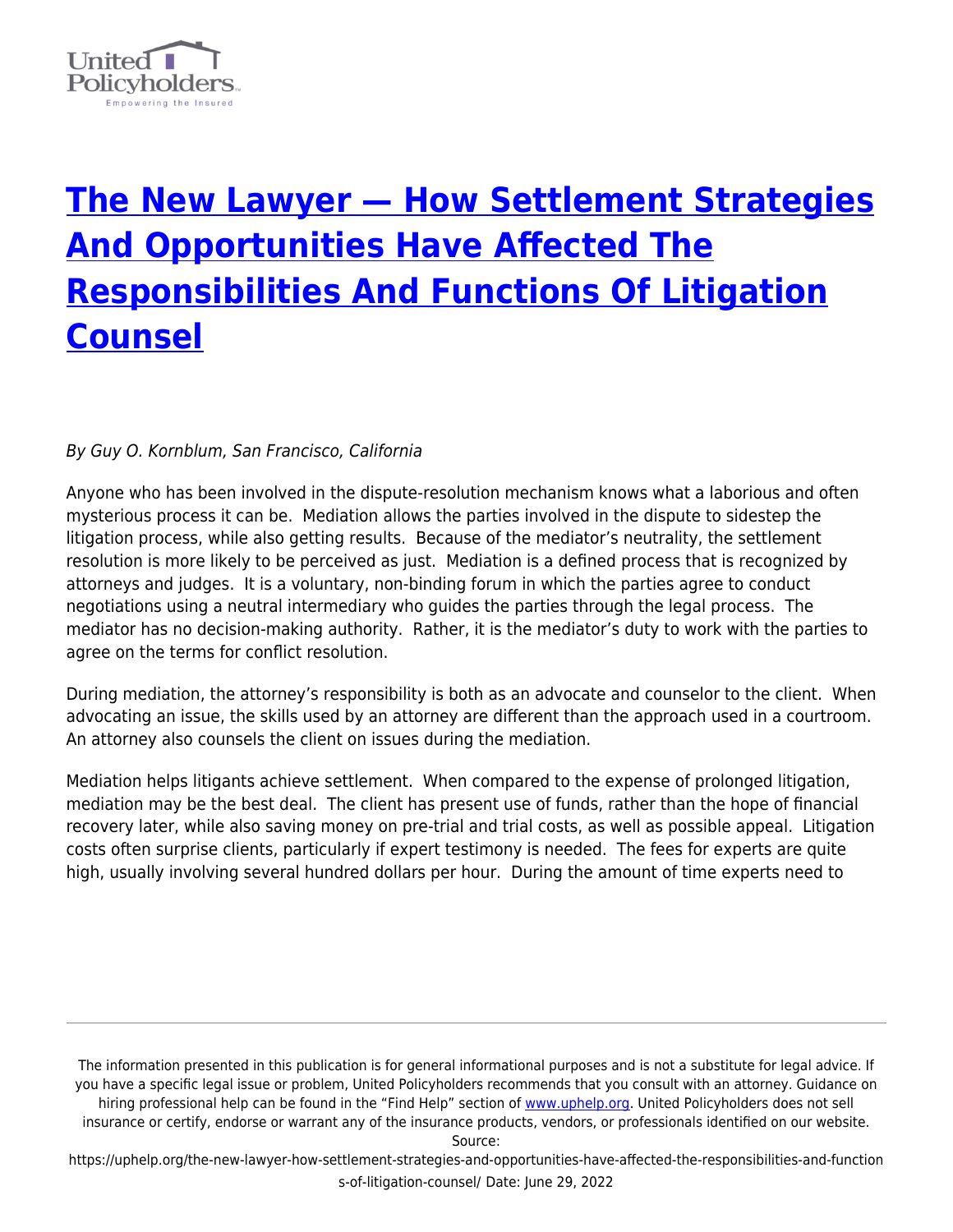# [The New Lawyer — How Settlement Strategies And Opportunities Have Affected The Responsibilities And Functions Of Litigation Counsel](https://uphelp.org/the-new-lawyer-how-settlement-strategies-and-opportunities-have-affected-the-responsibilities-and-functions-of-litigation-counsel/)

*By Guy O. Kornblum, San Francisco, California*

Anyone who has been involved in the dispute-resolution mechanism knows what a laborious and often mysterious process it can be. Mediation allows the parties involved in the dispute to sidestep the litigation process, while also getting results. Because of the mediator's neutrality, the settlement resolution is more likely to be perceived as just. Mediation is a defined process that is recognized by attorneys and judges. It is a voluntary, non-binding forum in which the parties agree to conduct negotiations using a neutral intermediary who guides the parties through the legal process. The mediator has no decision-making authority. Rather, it is the mediator's duty to work with the parties to agree on the terms for conflict resolution.

During mediation, the attorney's responsibility is both as an advocate and counselor to the client. When advocating an issue, the skills used by an attorney are different than the approach used in a courtroom. An attorney also counsels the client on issues during the mediation.

Mediation helps litigants achieve settlement. When compared to the expense of prolonged litigation, mediation may be the best deal. The client has present use of funds, rather than the hope of financial recovery later, while also saving money on pre-trial and trial costs, as well as possible appeal. Litigation costs often surprise clients, particularly if expert testimony is needed. The fees for experts are quite high, usually involving several hundred dollars per hour. During the amount of time experts need to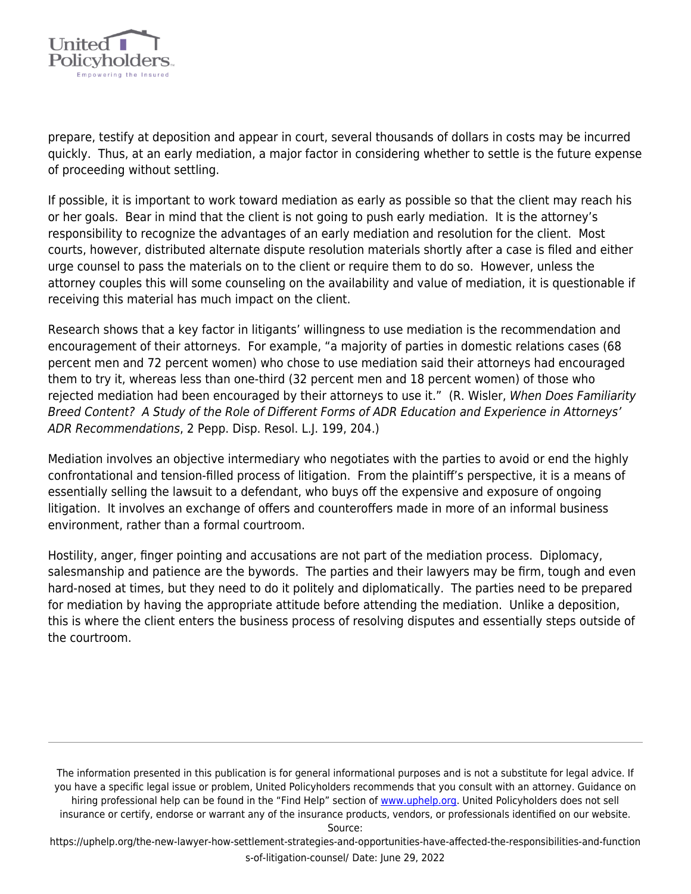prepare, testify at deposition and appear in court, several thousands of dollars in costs may be incurred quickly.  Thus, at an early mediation, a major factor in considering whether to settle is the future expense of proceeding without settling.

If possible, it is important to work toward mediation as early as possible so that the client may reach his or her goals.  Bear in mind that the client is not going to push early mediation.  It is the attorney's responsibility to recognize the advantages of an early mediation and resolution for the client.  Most courts, however, distributed alternate dispute resolution materials shortly after a case is filed and either urge counsel to pass the materials on to the client or require them to do so.  However, unless the attorney couples this will some counseling on the availability and value of mediation, it is questionable if receiving this material has much impact on the client.

Research shows that a key factor in litigants' willingness to use mediation is the recommendation and encouragement of their attorneys.  For example, "a majority of parties in domestic relations cases (68 percent men and 72 percent women) who chose to use mediation said their attorneys had encouraged them to try it, whereas less than one-third (32 percent men and 18 percent women) of those who rejected mediation had been encouraged by their attorneys to use it."  (R. Wisler, *When Does Familiarity Breed Content?  A Study of the Role of Different Forms of ADR Education and Experience in Attorneys' ADR Recommendations*, 2 Pepp. Disp. Resol. L.J. 199, 204.)

Mediation involves an objective intermediary who negotiates with the parties to avoid or end the highly confrontational and tension-filled process of litigation.  From the plaintiff's perspective, it is a means of essentially selling the lawsuit to a defendant, who buys off the expensive and exposure of ongoing litigation.  It involves an exchange of offers and counteroffers made in more of an informal business environment, rather than a formal courtroom.

Hostility, anger, finger pointing and accusations are not part of the mediation process.  Diplomacy, salesmanship and patience are the bywords.  The parties and their lawyers may be firm, tough and even hard-nosed at times, but they need to do it politely and diplomatically.  The parties need to be prepared for mediation by having the appropriate attitude before attending the mediation.  Unlike a deposition, this is where the client enters the business process of resolving disputes and essentially steps outside of the courtroom.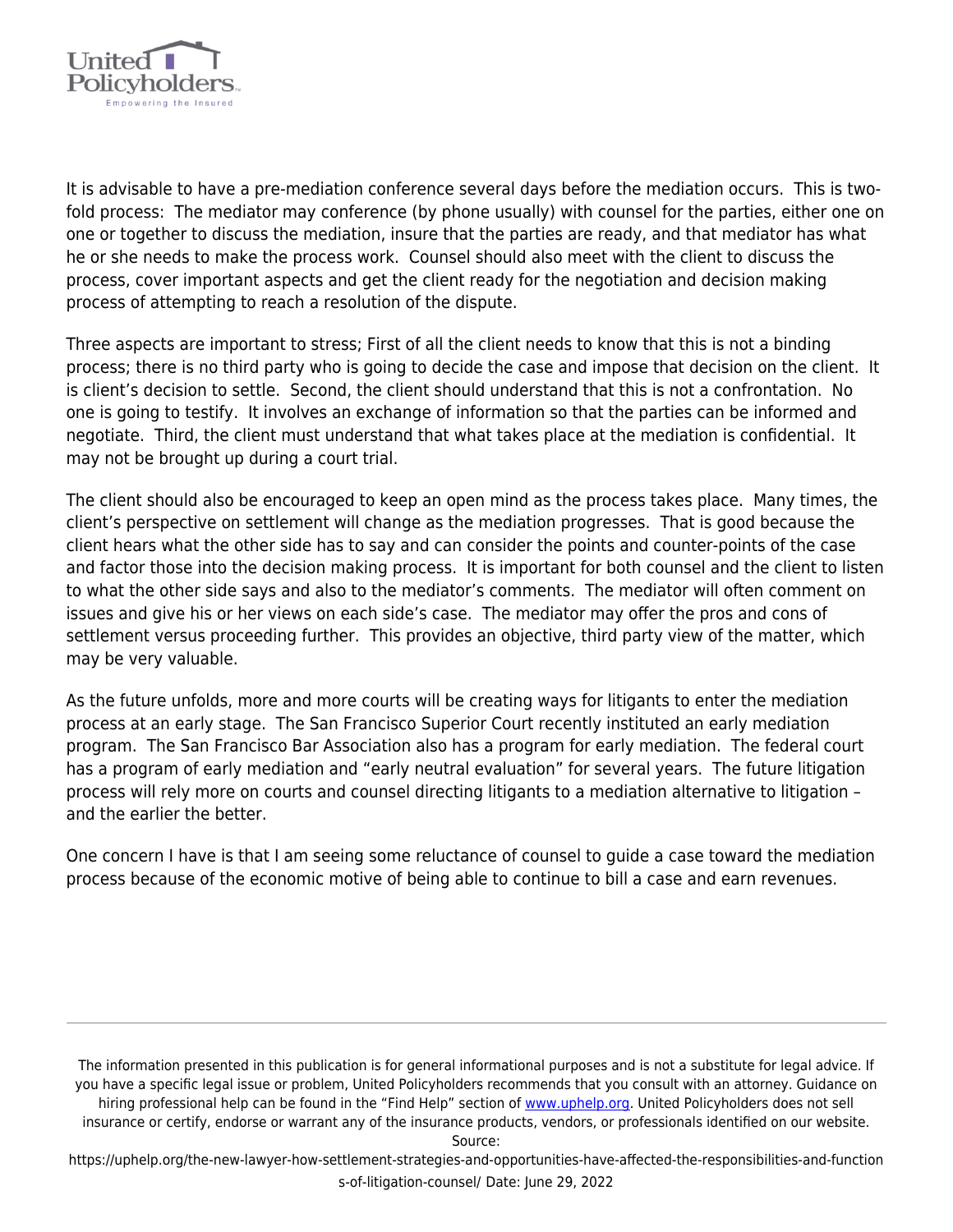It is advisable to have a pre-mediation conference several days before the mediation occurs. This is two-fold process: The mediator may conference (by phone usually) with counsel for the parties, either one on one or together to discuss the mediation, insure that the parties are ready, and that mediator has what he or she needs to make the process work. Counsel should also meet with the client to discuss the process, cover important aspects and get the client ready for the negotiation and decision making process of attempting to reach a resolution of the dispute.

Three aspects are important to stress; First of all the client needs to know that this is not a binding process; there is no third party who is going to decide the case and impose that decision on the client. It is client's decision to settle. Second, the client should understand that this is not a confrontation. No one is going to testify. It involves an exchange of information so that the parties can be informed and negotiate. Third, the client must understand that what takes place at the mediation is confidential. It may not be brought up during a court trial.

The client should also be encouraged to keep an open mind as the process takes place. Many times, the client's perspective on settlement will change as the mediation progresses. That is good because the client hears what the other side has to say and can consider the points and counter-points of the case and factor those into the decision making process. It is important for both counsel and the client to listen to what the other side says and also to the mediator's comments. The mediator will often comment on issues and give his or her views on each side's case. The mediator may offer the pros and cons of settlement versus proceeding further. This provides an objective, third party view of the matter, which may be very valuable.

As the future unfolds, more and more courts will be creating ways for litigants to enter the mediation process at an early stage. The San Francisco Superior Court recently instituted an early mediation program. The San Francisco Bar Association also has a program for early mediation. The federal court has a program of early mediation and "early neutral evaluation" for several years. The future litigation process will rely more on courts and counsel directing litigants to a mediation alternative to litigation – and the earlier the better.

One concern I have is that I am seeing some reluctance of counsel to guide a case toward the mediation process because of the economic motive of being able to continue to bill a case and earn revenues.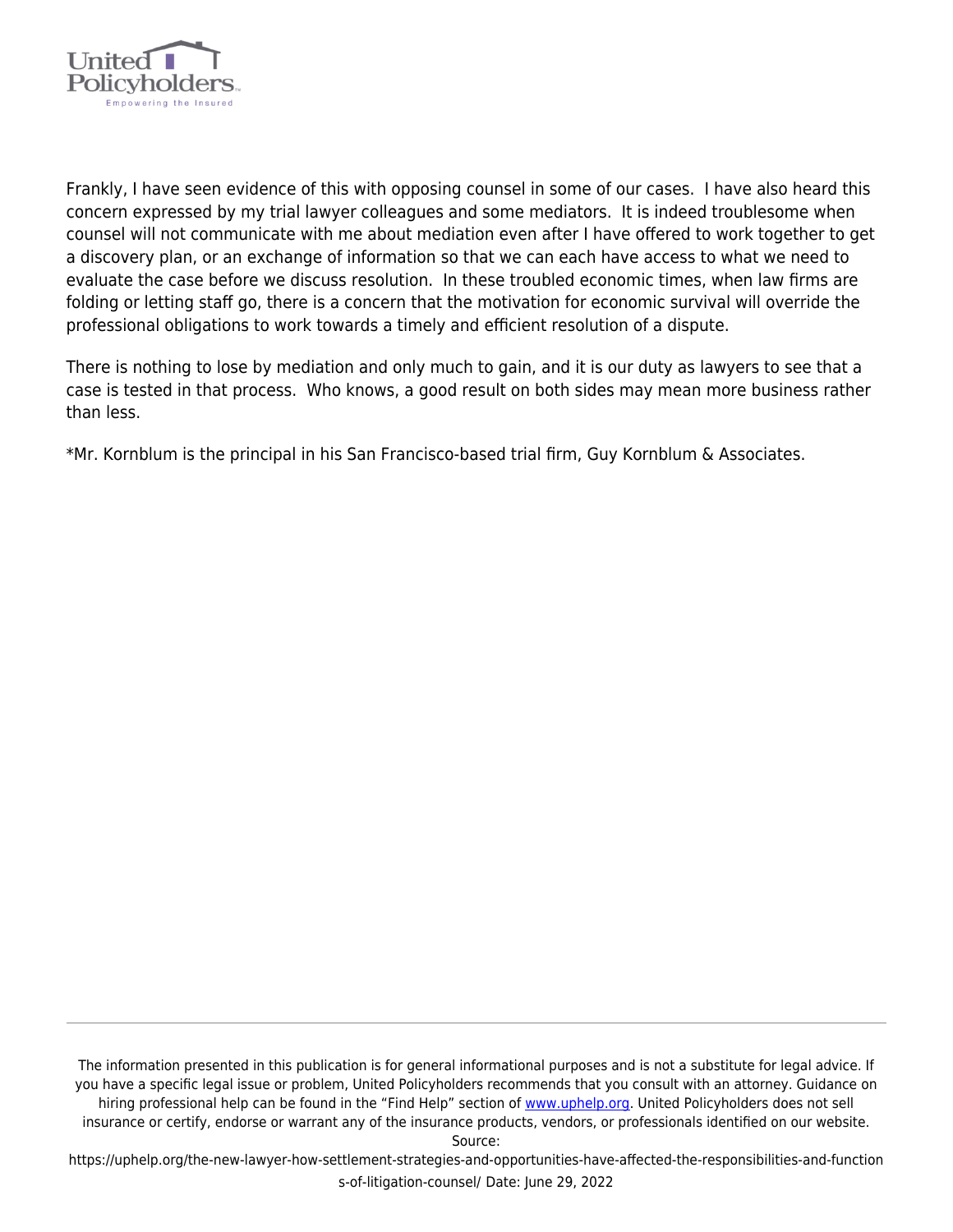Frankly, I have seen evidence of this with opposing counsel in some of our cases. I have also heard this concern expressed by my trial lawyer colleagues and some mediators. It is indeed troublesome when counsel will not communicate with me about mediation even after I have offered to work together to get a discovery plan, or an exchange of information so that we can each have access to what we need to evaluate the case before we discuss resolution. In these troubled economic times, when law firms are folding or letting staff go, there is a concern that the motivation for economic survival will override the professional obligations to work towards a timely and efficient resolution of a dispute.

There is nothing to lose by mediation and only much to gain, and it is our duty as lawyers to see that a case is tested in that process. Who knows, a good result on both sides may mean more business rather than less.

*Mr. Kornblum is the principal in his San Francisco-based trial firm, Guy Kornblum & Associates.